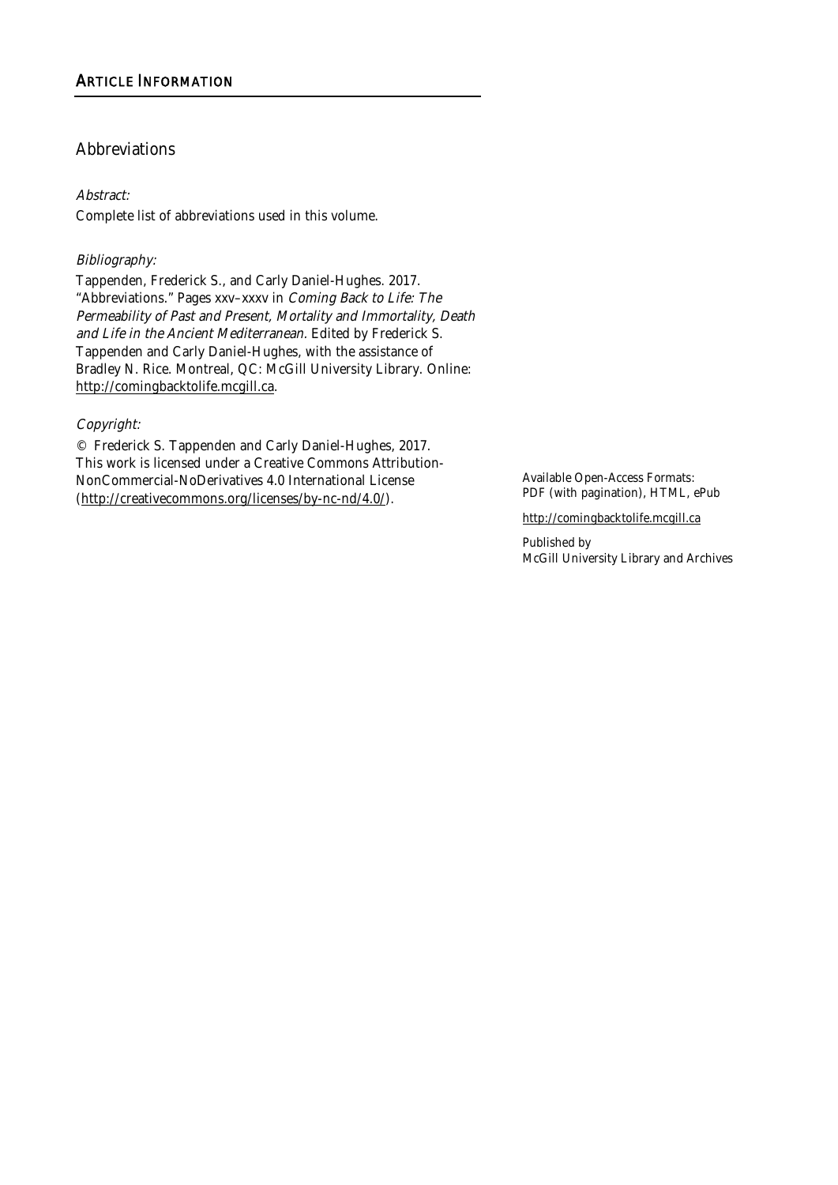## Article Information

### Abbreviations

*Abstract:*

Complete list of abbreviations used in this volume.

*Bibliography:*

Tappenden, Frederick S., and Carly Daniel-Hughes. 2017. "Abbreviations." Pages xxv–xxxv in *Coming Back to Life: The Permeability of Past and Present, Mortality and Immortality, Death and Life in the Ancient Mediterranean*. Edited by Frederick S. Tappenden and Carly Daniel-Hughes, with the assistance of Bradley N. Rice. Montreal, QC: McGill University Library. Online: http://comingbacktolife.mcgill.ca.

*Copyright:*

© Frederick S. Tappenden and Carly Daniel-Hughes, 2017. This work is licensed under a Creative Commons Attribution-NonCommercial-NoDerivatives 4.0 International License (http://creativecommons.org/licenses/by-nc-nd/4.0/).

Available Open-Access Formats:
PDF (with pagination), HTML, ePub

http://comingbacktolife.mcgill.ca

Published by
McGill University Library and Archives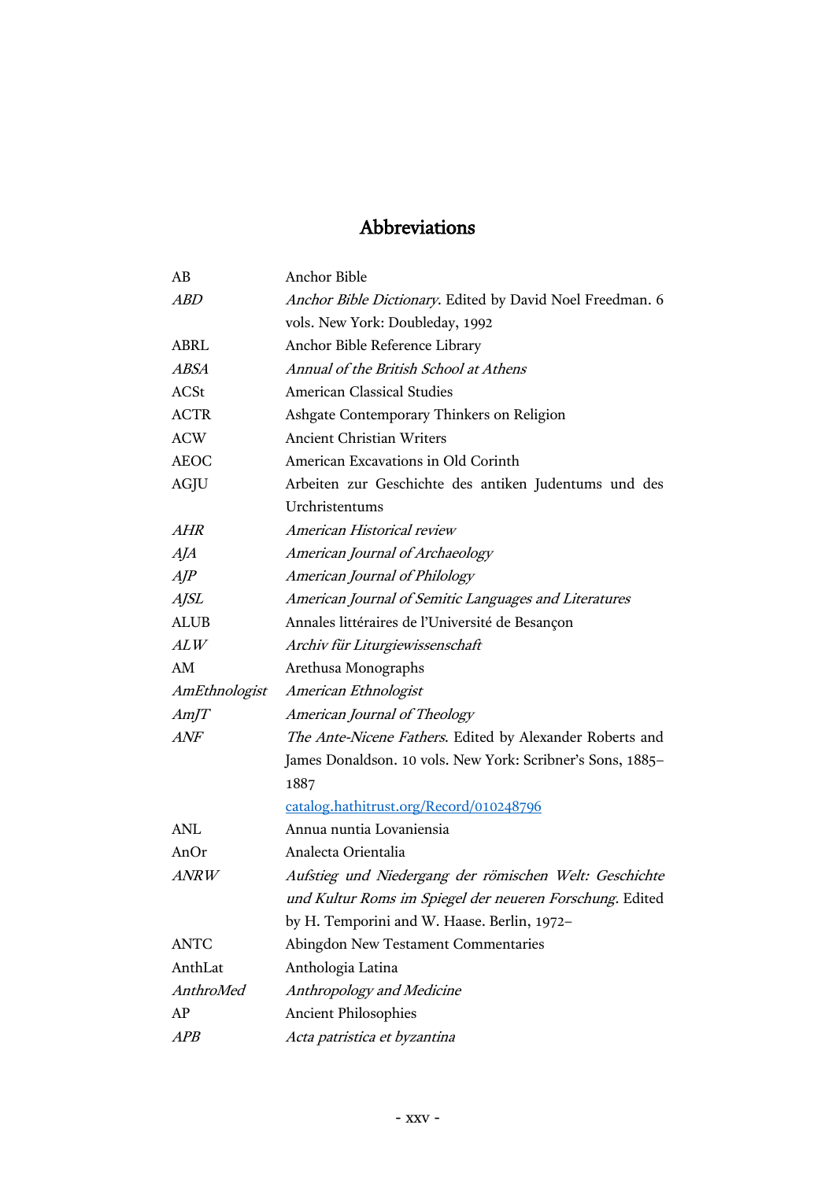# Abbreviations

| | |
|---|---|
| AB | Anchor Bible |
| *ABD* | *Anchor Bible Dictionary*. Edited by David Noel Freedman. 6 vols. New York: Doubleday, 1992 |
| ABRL | Anchor Bible Reference Library |
| *ABSA* | *Annual of the British School at Athens* |
| ACSt | American Classical Studies |
| ACTR | Ashgate Contemporary Thinkers on Religion |
| ACW | Ancient Christian Writers |
| AEOC | American Excavations in Old Corinth |
| AGJU | Arbeiten zur Geschichte des antiken Judentums und des Urchristentums |
| *AHR* | *American Historical review* |
| *AJA* | *American Journal of Archaeology* |
| *AJP* | *American Journal of Philology* |
| *AJSL* | *American Journal of Semitic Languages and Literatures* |
| ALUB | Annales littéraires de l'Université de Besançon |
| *ALW* | *Archiv für Liturgiewissenschaft* |
| AM | Arethusa Monographs |
| *AmEthnologist* | *American Ethnologist* |
| *AmJT* | *American Journal of Theology* |
| *ANF* | *The Ante-Nicene Fathers*. Edited by Alexander Roberts and James Donaldson. 10 vols. New York: Scribner's Sons, 1885–1887 [catalog.hathitrust.org/Record/010248796](catalog.hathitrust.org/Record/010248796) |
| ANL | Annua nuntia Lovaniensia |
| AnOr | Analecta Orientalia |
| *ANRW* | *Aufstieg und Niedergang der römischen Welt: Geschichte und Kultur Roms im Spiegel der neueren Forschung*. Edited by H. Temporini and W. Haase. Berlin, 1972– |
| ANTC | Abingdon New Testament Commentaries |
| AnthLat | Anthologia Latina |
| *AnthroMed* | *Anthropology and Medicine* |
| AP | Ancient Philosophies |
| *APB* | *Acta patristica et byzantina* |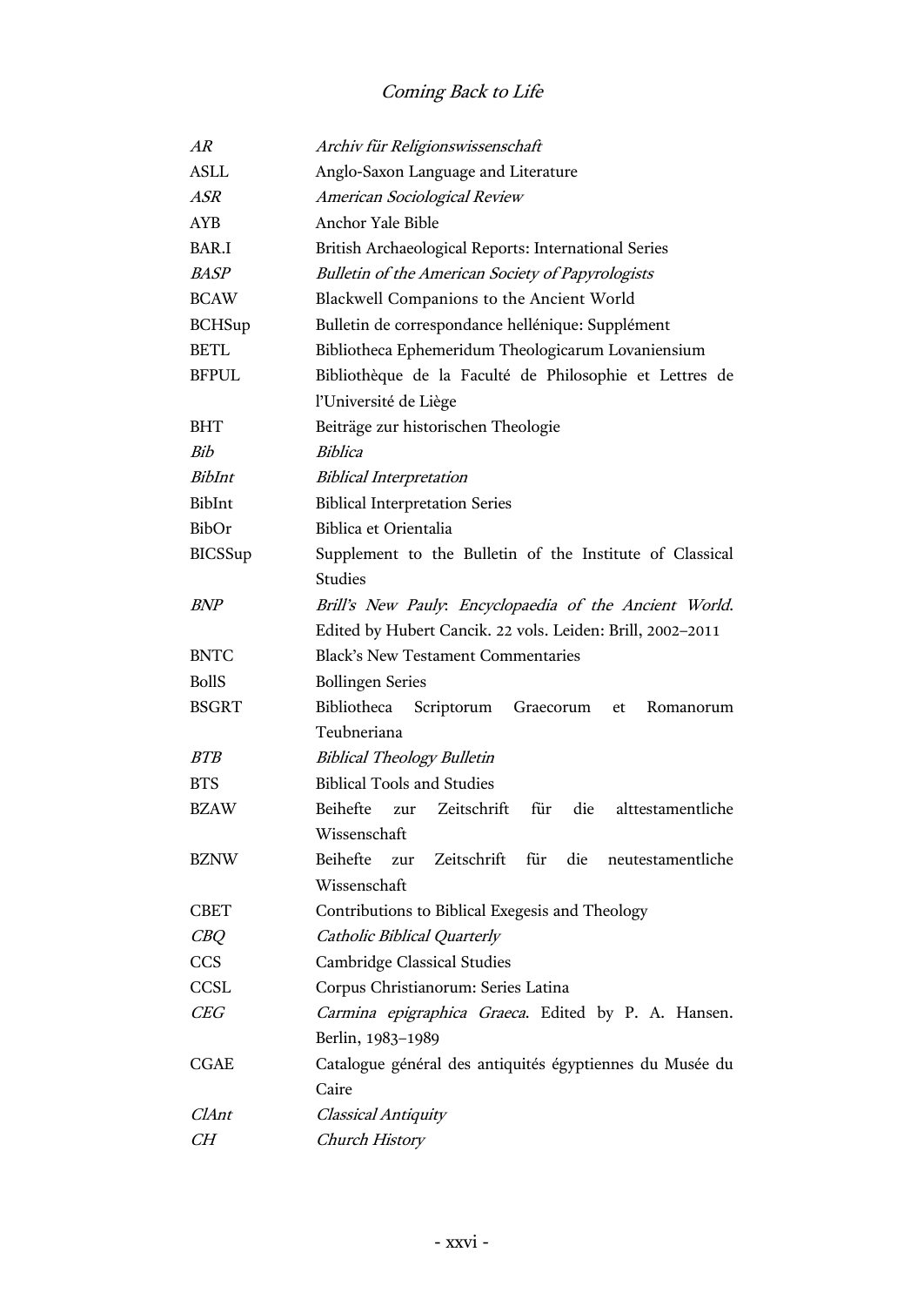| | |
|---|---|
| *AR* | *Archiv für Religionswissenschaft* |
| ASLL | Anglo-Saxon Language and Literature |
| *ASR* | *American Sociological Review* |
| AYB | Anchor Yale Bible |
| BAR.I | British Archaeological Reports: International Series |
| *BASP* | *Bulletin of the American Society of Papyrologists* |
| BCAW | Blackwell Companions to the Ancient World |
| BCHSup | Bulletin de correspondance hellénique: Supplément |
| BETL | Bibliotheca Ephemeridum Theologicarum Lovaniensium |
| BFPUL | Bibliothèque de la Faculté de Philosophie et Lettres de l'Université de Liège |
| BHT | Beiträge zur historischen Theologie |
| *Bib* | *Biblica* |
| *BibInt* | *Biblical Interpretation* |
| BibInt | Biblical Interpretation Series |
| BibOr | Biblica et Orientalia |
| BICSSup | Supplement to the Bulletin of the Institute of Classical Studies |
| *BNP* | *Brill's New Pauly: Encyclopaedia of the Ancient World*. Edited by Hubert Cancik. 22 vols. Leiden: Brill, 2002–2011 |
| BNTC | Black's New Testament Commentaries |
| BollS | Bollingen Series |
| BSGRT | Bibliotheca Scriptorum Graecorum et Romanorum Teubneriana |
| *BTB* | *Biblical Theology Bulletin* |
| BTS | Biblical Tools and Studies |
| BZAW | Beihefte zur Zeitschrift für die alttestamentliche Wissenschaft |
| BZNW | Beihefte zur Zeitschrift für die neutestamentliche Wissenschaft |
| CBET | Contributions to Biblical Exegesis and Theology |
| *CBQ* | *Catholic Biblical Quarterly* |
| CCS | Cambridge Classical Studies |
| CCSL | Corpus Christianorum: Series Latina |
| *CEG* | *Carmina epigraphica Graeca*. Edited by P. A. Hansen. Berlin, 1983–1989 |
| CGAE | Catalogue général des antiquités égyptiennes du Musée du Caire |
| *ClAnt* | *Classical Antiquity* |
| *CH* | *Church History* |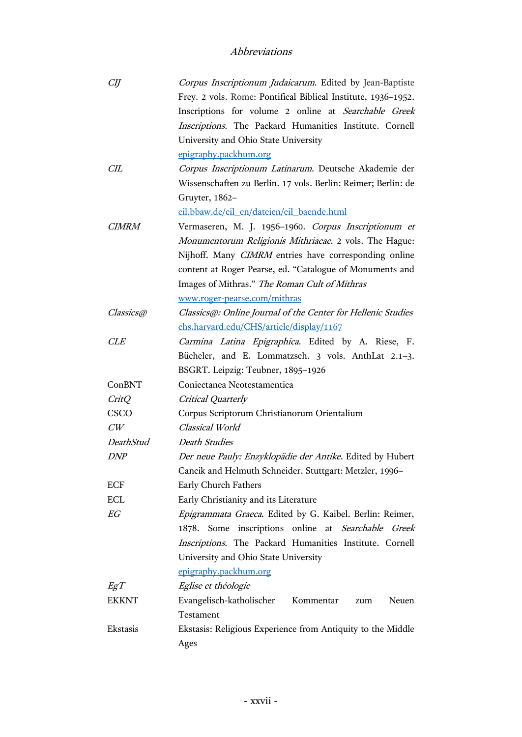## Abbreviations

| | |
|---|---|
| *CIJ* | *Corpus Inscriptionum Judaicarum*. Edited by Jean-Baptiste Frey. 2 vols. Rome: Pontifical Biblical Institute, 1936–1952. Inscriptions for volume 2 online at *Searchable Greek Inscriptions*. The Packard Humanities Institute. Cornell University and Ohio State University epigraphy.packhum.org |
| *CIL* | *Corpus Inscriptionum Latinarum*. Deutsche Akademie der Wissenschaften zu Berlin. 17 vols. Berlin: Reimer; Berlin: de Gruyter, 1862– cil.bbaw.de/cil_en/dateien/cil_baende.html |
| *CIMRM* | Vermaseren, M. J. 1956–1960. *Corpus Inscriptionum et Monumentorum Religionis Mithriacae*. 2 vols. The Hague: Nijhoff. Many *CIMRM* entries have corresponding online content at Roger Pearse, ed. "Catalogue of Monuments and Images of Mithras." *The Roman Cult of Mithras* www.roger-pearse.com/mithras |
| *Classics@* | *Classics@: Online Journal of the Center for Hellenic Studies* chs.harvard.edu/CHS/article/display/1167 |
| *CLE* | *Carmina Latina Epigraphica*. Edited by A. Riese, F. Bücheler, and E. Lommatzsch. 3 vols. AnthLat 2.1–3. BSGRT. Leipzig: Teubner, 1895–1926 |
| ConBNT | Coniectanea Neotestamentica |
| *CritQ* | *Critical Quarterly* |
| CSCO | Corpus Scriptorum Christianorum Orientalium |
| *CW* | *Classical World* |
| *DeathStud* | *Death Studies* |
| *DNP* | *Der neue Pauly: Enzyklopädie der Antike*. Edited by Hubert Cancik and Helmuth Schneider. Stuttgart: Metzler, 1996– |
| ECF | Early Church Fathers |
| ECL | Early Christianity and its Literature |
| *EG* | *Epigrammata Graeca*. Edited by G. Kaibel. Berlin: Reimer, 1878. Some inscriptions online at *Searchable Greek Inscriptions*. The Packard Humanities Institute. Cornell University and Ohio State University epigraphy.packhum.org |
| *EgT* | *Eglise et théologie* |
| EKKNT | Evangelisch-katholischer Kommentar zum Neuen Testament |
| Ekstasis | Ekstasis: Religious Experience from Antiquity to the Middle Ages |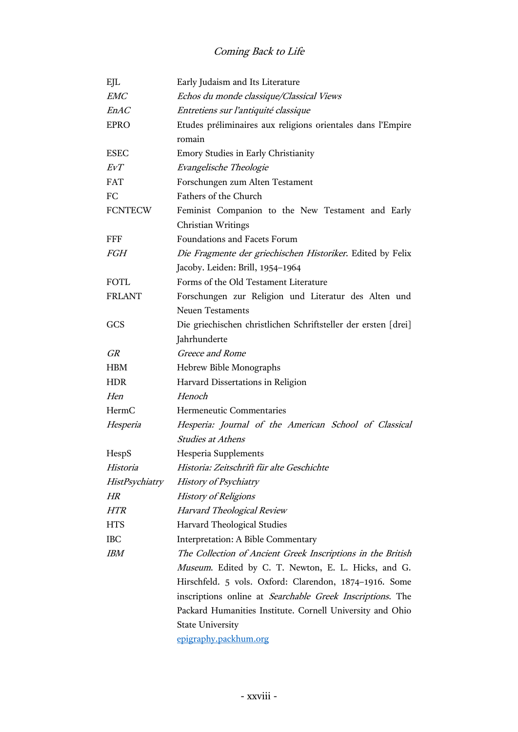| | |
|---|---|
| EJL | Early Judaism and Its Literature |
| *EMC* | *Echos du monde classique/Classical Views* |
| *EnAC* | *Entretiens sur l'antiquité classique* |
| EPRO | Etudes préliminaires aux religions orientales dans l'Empire romain |
| ESEC | Emory Studies in Early Christianity |
| *EvT* | *Evangelische Theologie* |
| FAT | Forschungen zum Alten Testament |
| FC | Fathers of the Church |
| FCNTECW | Feminist Companion to the New Testament and Early Christian Writings |
| FFF | Foundations and Facets Forum |
| *FGH* | *Die Fragmente der griechischen Historiker*. Edited by Felix Jacoby. Leiden: Brill, 1954–1964 |
| FOTL | Forms of the Old Testament Literature |
| FRLANT | Forschungen zur Religion und Literatur des Alten und Neuen Testaments |
| GCS | Die griechischen christlichen Schriftsteller der ersten [drei] Jahrhunderte |
| *GR* | *Greece and Rome* |
| HBM | Hebrew Bible Monographs |
| HDR | Harvard Dissertations in Religion |
| *Hen* | *Henoch* |
| HermC | Hermeneutic Commentaries |
| *Hesperia* | *Hesperia: Journal of the American School of Classical Studies at Athens* |
| HespS | Hesperia Supplements |
| *Historia* | *Historia: Zeitschrift für alte Geschichte* |
| *HistPsychiatry* | *History of Psychiatry* |
| *HR* | *History of Religions* |
| *HTR* | *Harvard Theological Review* |
| HTS | Harvard Theological Studies |
| IBC | Interpretation: A Bible Commentary |
| *IBM* | *The Collection of Ancient Greek Inscriptions in the British Museum*. Edited by C. T. Newton, E. L. Hicks, and G. Hirschfeld. 5 vols. Oxford: Clarendon, 1874–1916. Some inscriptions online at *Searchable Greek Inscriptions*. The Packard Humanities Institute. Cornell University and Ohio State University [epigraphy.packhum.org](epigraphy.packhum.org) |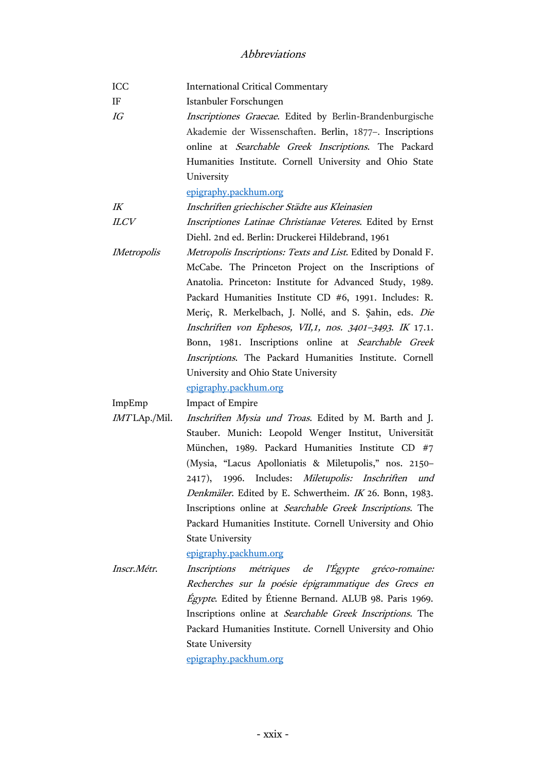| | |
|---|---|
| ICC | International Critical Commentary |
| IF | Istanbuler Forschungen |
| *IG* | *Inscriptiones Graecae*. Edited by Berlin-Brandenburgische Akademie der Wissenschaften. Berlin, 1877–. Inscriptions online at *Searchable Greek Inscriptions*. The Packard Humanities Institute. Cornell University and Ohio State University epigraphy.packhum.org |
| *IK* | *Inschriften griechischer Städte aus Kleinasien* |
| *ILCV* | *Inscriptiones Latinae Christianae Veteres*. Edited by Ernst Diehl. 2nd ed. Berlin: Druckerei Hildebrand, 1961 |
| *IMetropolis* | *Metropolis Inscriptions: Texts and List*. Edited by Donald F. McCabe. The Princeton Project on the Inscriptions of Anatolia. Princeton: Institute for Advanced Study, 1989. Packard Humanities Institute CD #6, 1991. Includes: R. Meriç, R. Merkelbach, J. Nollé, and S. Şahin, eds. *Die Inschriften von Ephesos, VII,1, nos. 3401–3493*. *IK* 17.1. Bonn, 1981. Inscriptions online at *Searchable Greek Inscriptions*. The Packard Humanities Institute. Cornell University and Ohio State University epigraphy.packhum.org |
| ImpEmp | Impact of Empire |
| *IMT* LAp./Mil. | *Inschriften Mysia und Troas*. Edited by M. Barth and J. Stauber. Munich: Leopold Wenger Institut, Universität München, 1989. Packard Humanities Institute CD #7 (Mysia, "Lacus Apolloniatis & Miletupolis," nos. 2150–2417), 1996. Includes: *Miletupolis: Inschriften und Denkmäler*. Edited by E. Schwertheim. *IK* 26. Bonn, 1983. Inscriptions online at *Searchable Greek Inscriptions*. The Packard Humanities Institute. Cornell University and Ohio State University epigraphy.packhum.org |
| *Inscr.Métr.* | *Inscriptions métriques de l'Égypte gréco-romaine: Recherches sur la poésie épigrammatique des Grecs en Égypte*. Edited by Étienne Bernand. ALUB 98. Paris 1969. Inscriptions online at *Searchable Greek Inscriptions*. The Packard Humanities Institute. Cornell University and Ohio State University epigraphy.packhum.org |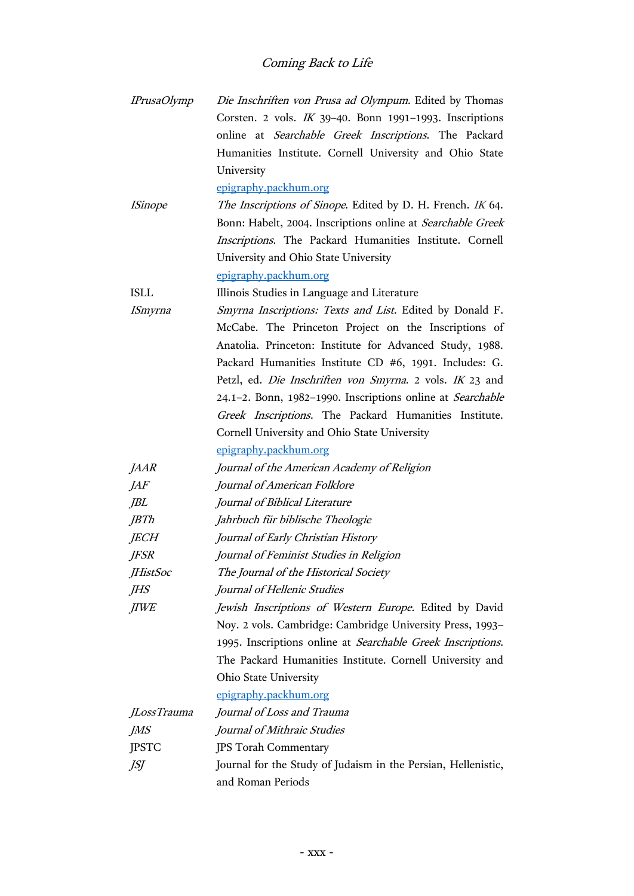| | |
|---|---|
| *IPrusaOlymp* | *Die Inschriften von Prusa ad Olympum*. Edited by Thomas Corsten. 2 vols. *IK* 39–40. Bonn 1991–1993. Inscriptions online at *Searchable Greek Inscriptions*. The Packard Humanities Institute. Cornell University and Ohio State University [epigraphy.packhum.org](epigraphy.packhum.org) |
| *ISinope* | *The Inscriptions of Sinope*. Edited by D. H. French. *IK* 64. Bonn: Habelt, 2004. Inscriptions online at *Searchable Greek Inscriptions*. The Packard Humanities Institute. Cornell University and Ohio State University [epigraphy.packhum.org](epigraphy.packhum.org) |
| ISLL | Illinois Studies in Language and Literature |
| *ISmyrna* | *Smyrna Inscriptions: Texts and List*. Edited by Donald F. McCabe. The Princeton Project on the Inscriptions of Anatolia. Princeton: Institute for Advanced Study, 1988. Packard Humanities Institute CD #6, 1991. Includes: G. Petzl, ed. *Die Inschriften von Smyrna*. 2 vols. *IK* 23 and 24.1–2. Bonn, 1982–1990. Inscriptions online at *Searchable Greek Inscriptions*. The Packard Humanities Institute. Cornell University and Ohio State University [epigraphy.packhum.org](epigraphy.packhum.org) |
| *JAAR* | *Journal of the American Academy of Religion* |
| *JAF* | *Journal of American Folklore* |
| *JBL* | *Journal of Biblical Literature* |
| *JBTh* | *Jahrbuch für biblische Theologie* |
| *JECH* | *Journal of Early Christian History* |
| *JFSR* | *Journal of Feminist Studies in Religion* |
| *JHistSoc* | *The Journal of the Historical Society* |
| *JHS* | *Journal of Hellenic Studies* |
| *JIWE* | *Jewish Inscriptions of Western Europe*. Edited by David Noy. 2 vols. Cambridge: Cambridge University Press, 1993–1995. Inscriptions online at *Searchable Greek Inscriptions*. The Packard Humanities Institute. Cornell University and Ohio State University [epigraphy.packhum.org](epigraphy.packhum.org) |
| *JLossTrauma* | *Journal of Loss and Trauma* |
| *JMS* | *Journal of Mithraic Studies* |
| JPSTC | JPS Torah Commentary |
| *JSJ* | Journal for the Study of Judaism in the Persian, Hellenistic, and Roman Periods |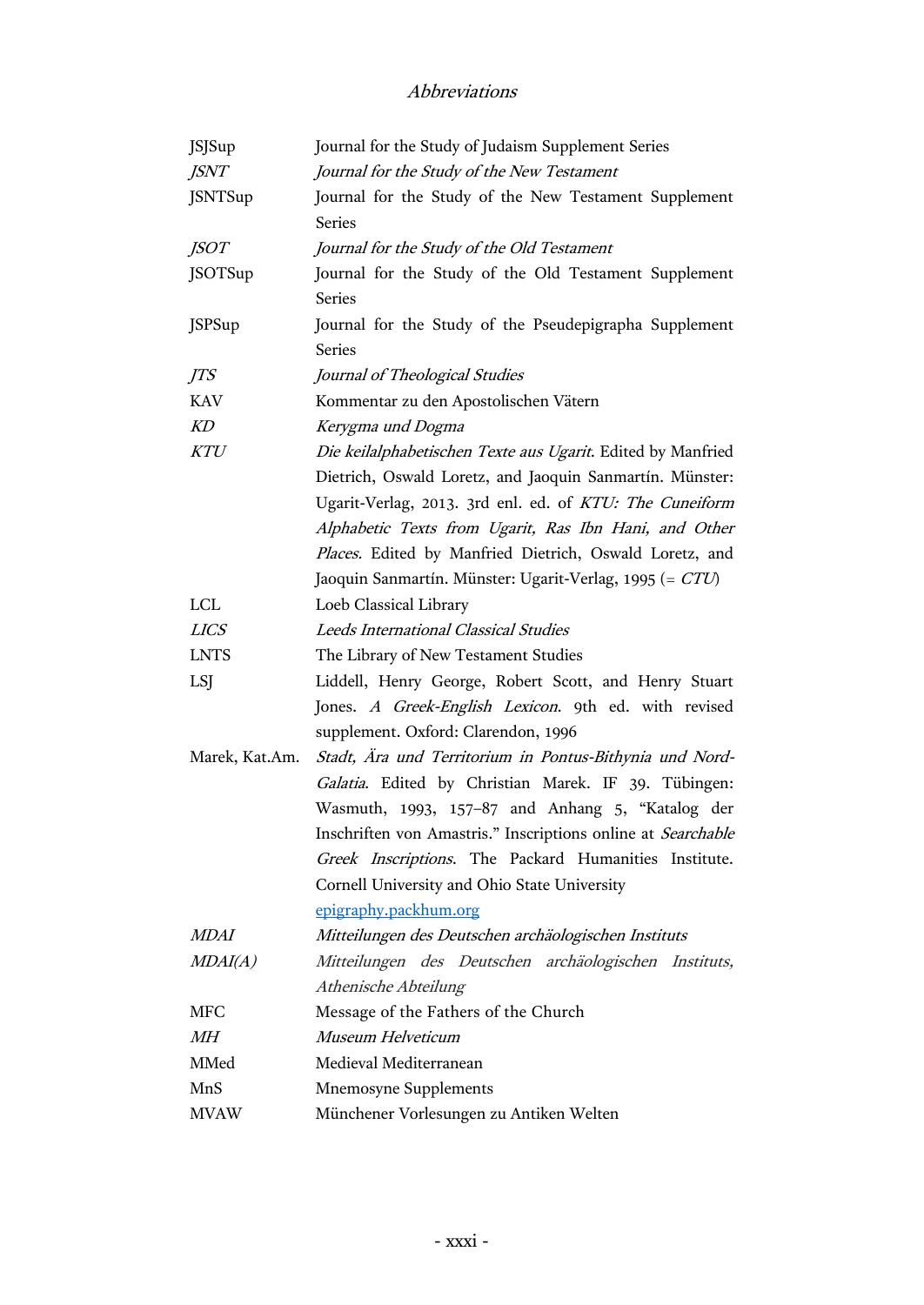| | |
|---|---|
| JSJSup | Journal for the Study of Judaism Supplement Series |
| *JSNT* | *Journal for the Study of the New Testament* |
| JSNTSup | Journal for the Study of the New Testament Supplement Series |
| *JSOT* | *Journal for the Study of the Old Testament* |
| JSOTSup | Journal for the Study of the Old Testament Supplement Series |
| JSPSup | Journal for the Study of the Pseudepigrapha Supplement Series |
| *JTS* | *Journal of Theological Studies* |
| KAV | Kommentar zu den Apostolischen Vätern |
| *KD* | *Kerygma und Dogma* |
| *KTU* | *Die keilalphabetischen Texte aus Ugarit*. Edited by Manfried Dietrich, Oswald Loretz, and Jaoquin Sanmartín. Münster: Ugarit-Verlag, 2013. 3rd enl. ed. of *KTU: The Cuneiform Alphabetic Texts from Ugarit, Ras Ibn Hani, and Other Places.* Edited by Manfried Dietrich, Oswald Loretz, and Jaoquin Sanmartín. Münster: Ugarit-Verlag, 1995 (= *CTU*) |
| LCL | Loeb Classical Library |
| *LICS* | *Leeds International Classical Studies* |
| LNTS | The Library of New Testament Studies |
| LSJ | Liddell, Henry George, Robert Scott, and Henry Stuart Jones. *A Greek-English Lexicon*. 9th ed. with revised supplement. Oxford: Clarendon, 1996 |
| Marek, Kat.Am. | *Stadt, Ära und Territorium in Pontus-Bithynia und Nord-Galatia*. Edited by Christian Marek. IF 39. Tübingen: Wasmuth, 1993, 157–87 and Anhang 5, "Katalog der Inschriften von Amastris." Inscriptions online at *Searchable Greek Inscriptions*. The Packard Humanities Institute. Cornell University and Ohio State University [epigraphy.packhum.org](epigraphy.packhum.org) |
| *MDAI* | *Mitteilungen des Deutschen archäologischen Instituts* |
| *MDAI(A)* | *Mitteilungen des Deutschen archäologischen Instituts, Athenische Abteilung* |
| MFC | Message of the Fathers of the Church |
| *MH* | *Museum Helveticum* |
| MMed | Medieval Mediterranean |
| MnS | Mnemosyne Supplements |
| MVAW | Münchener Vorlesungen zu Antiken Welten |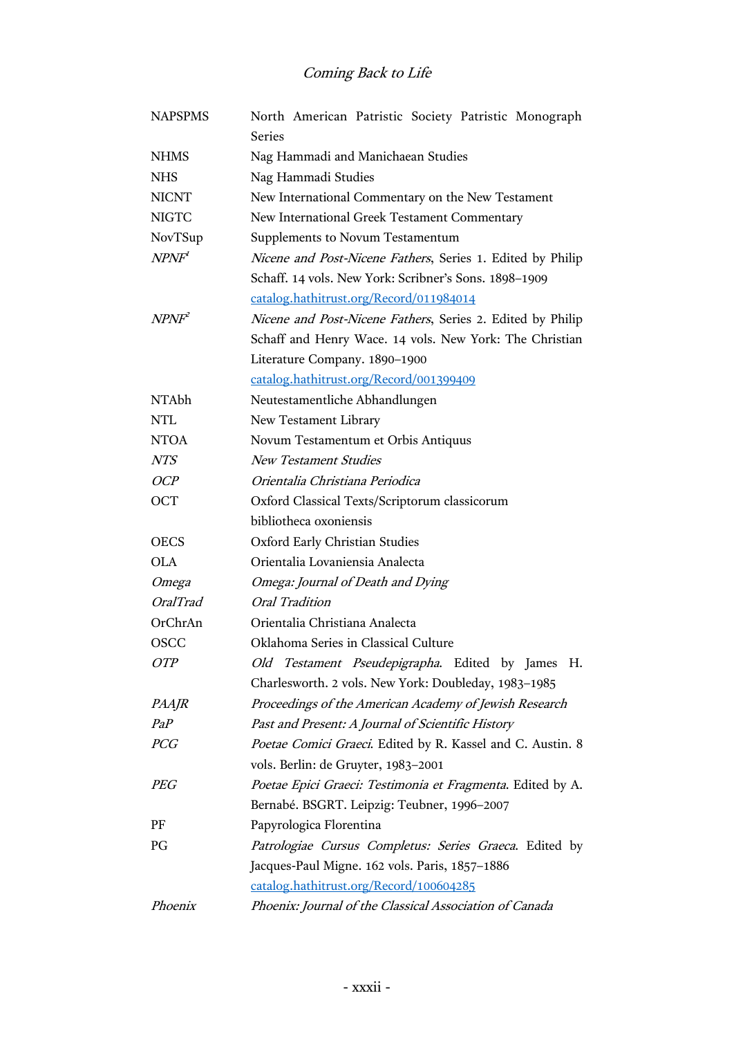| | |
|---|---|
| NAPSPMS | North American Patristic Society Patristic Monograph Series |
| NHMS | Nag Hammadi and Manichaean Studies |
| NHS | Nag Hammadi Studies |
| NICNT | New International Commentary on the New Testament |
| NIGTC | New International Greek Testament Commentary |
| NovTSup | Supplements to Novum Testamentum |
| *NPNF*[1] | *Nicene and Post-Nicene Fathers*, Series 1. Edited by Philip Schaff. 14 vols. New York: Scribner's Sons. 1898–1909 catalog.hathitrust.org/Record/011984014 |
| *NPNF*[2] | *Nicene and Post-Nicene Fathers*, Series 2. Edited by Philip Schaff and Henry Wace. 14 vols. New York: The Christian Literature Company. 1890–1900 catalog.hathitrust.org/Record/001399409 |
| NTAbh | Neutestamentliche Abhandlungen |
| NTL | New Testament Library |
| NTOA | Novum Testamentum et Orbis Antiquus |
| *NTS* | *New Testament Studies* |
| *OCP* | *Orientalia Christiana Periodica* |
| OCT | Oxford Classical Texts/Scriptorum classicorum bibliotheca oxoniensis |
| OECS | Oxford Early Christian Studies |
| OLA | Orientalia Lovaniensia Analecta |
| *Omega* | *Omega: Journal of Death and Dying* |
| *OralTrad* | *Oral Tradition* |
| OrChrAn | Orientalia Christiana Analecta |
| OSCC | Oklahoma Series in Classical Culture |
| *OTP* | *Old Testament Pseudepigrapha*. Edited by James H. Charlesworth. 2 vols. New York: Doubleday, 1983–1985 |
| *PAAJR* | *Proceedings of the American Academy of Jewish Research* |
| *PaP* | *Past and Present: A Journal of Scientific History* |
| *PCG* | *Poetae Comici Graeci*. Edited by R. Kassel and C. Austin. 8 vols. Berlin: de Gruyter, 1983–2001 |
| *PEG* | *Poetae Epici Graeci: Testimonia et Fragmenta*. Edited by A. Bernabé. BSGRT. Leipzig: Teubner, 1996–2007 |
| PF | Papyrologica Florentina |
| PG | *Patrologiae Cursus Completus: Series Graeca*. Edited by Jacques-Paul Migne. 162 vols. Paris, 1857–1886 catalog.hathitrust.org/Record/100604285 |
| *Phoenix* | *Phoenix: Journal of the Classical Association of Canada* |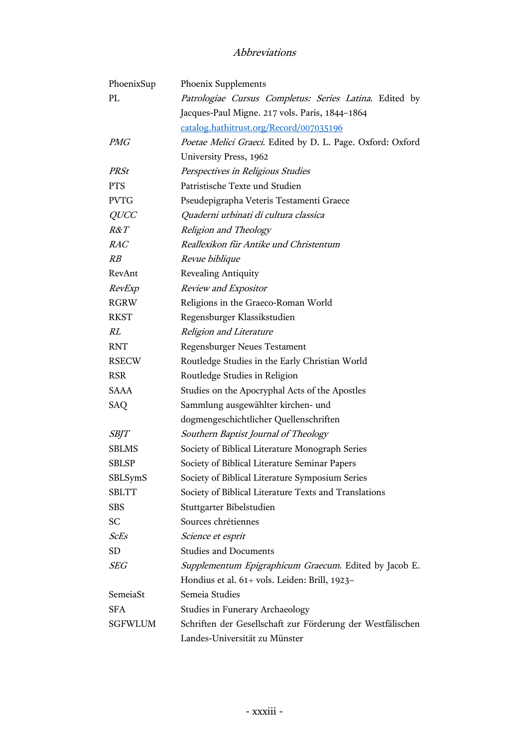## *Abbreviations*

| | |
|---|---|
| PhoenixSup | Phoenix Supplements |
| PL | *Patrologiae Cursus Completus: Series Latina*. Edited by Jacques-Paul Migne. 217 vols. Paris, 1844–1864 [catalog.hathitrust.org/Record/007035196](catalog.hathitrust.org/Record/007035196) |
| *PMG* | *Poetae Melici Graeci*. Edited by D. L. Page. Oxford: Oxford University Press, 1962 |
| *PRSt* | *Perspectives in Religious Studies* |
| PTS | Patristische Texte und Studien |
| PVTG | Pseudepigrapha Veteris Testamenti Graece |
| *QUCC* | *Quaderni urbinati di cultura classica* |
| *R&T* | *Religion and Theology* |
| *RAC* | *Reallexikon für Antike und Christentum* |
| *RB* | *Revue biblique* |
| RevAnt | Revealing Antiquity |
| *RevExp* | *Review and Expositor* |
| RGRW | Religions in the Graeco-Roman World |
| RKST | Regensburger Klassikstudien |
| *RL* | *Religion and Literature* |
| RNT | Regensburger Neues Testament |
| RSECW | Routledge Studies in the Early Christian World |
| RSR | Routledge Studies in Religion |
| SAAA | Studies on the Apocryphal Acts of the Apostles |
| SAQ | Sammlung ausgewählter kirchen- und dogmengeschichtlicher Quellenschriften |
| *SBJT* | *Southern Baptist Journal of Theology* |
| SBLMS | Society of Biblical Literature Monograph Series |
| SBLSP | Society of Biblical Literature Seminar Papers |
| SBLSymS | Society of Biblical Literature Symposium Series |
| SBLTT | Society of Biblical Literature Texts and Translations |
| SBS | Stuttgarter Bibelstudien |
| SC | Sources chrétiennes |
| *ScEs* | *Science et esprit* |
| SD | Studies and Documents |
| *SEG* | *Supplementum Epigraphicum Graecum*. Edited by Jacob E. Hondius et al. 61+ vols. Leiden: Brill, 1923– |
| SemeiaSt | Semeia Studies |
| SFA | Studies in Funerary Archaeology |
| SGFWLUM | Schriften der Gesellschaft zur Förderung der Westfälischen Landes-Universität zu Münster |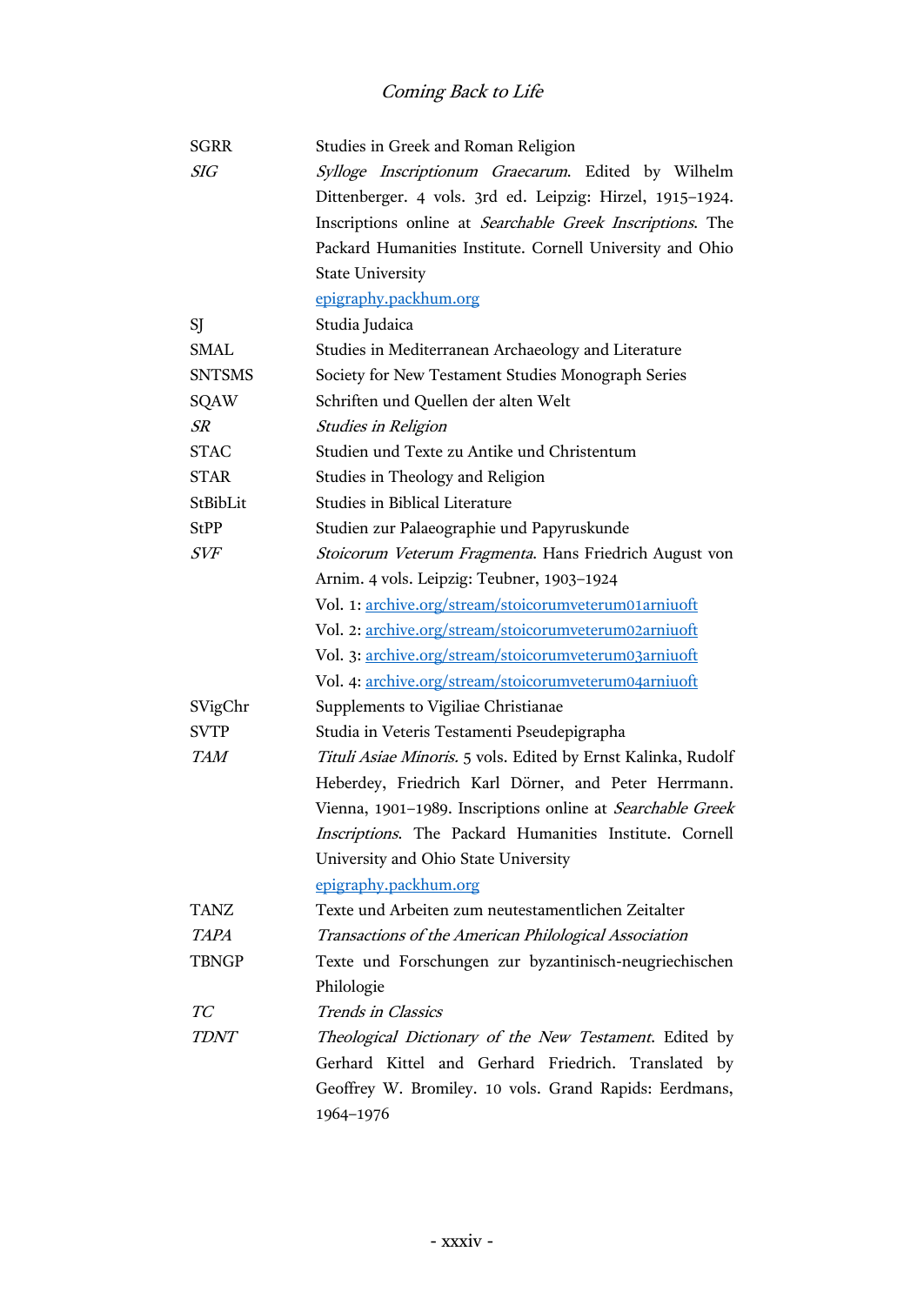| | |
|---|---|
| SGRR | Studies in Greek and Roman Religion |
| *SIG* | *Sylloge Inscriptionum Graecarum*. Edited by Wilhelm Dittenberger. 4 vols. 3rd ed. Leipzig: Hirzel, 1915–1924. Inscriptions online at *Searchable Greek Inscriptions*. The Packard Humanities Institute. Cornell University and Ohio State University epigraphy.packhum.org |
| SJ | Studia Judaica |
| SMAL | Studies in Mediterranean Archaeology and Literature |
| SNTSMS | Society for New Testament Studies Monograph Series |
| SQAW | Schriften und Quellen der alten Welt |
| *SR* | *Studies in Religion* |
| STAC | Studien und Texte zu Antike und Christentum |
| STAR | Studies in Theology and Religion |
| StBibLit | Studies in Biblical Literature |
| StPP | Studien zur Palaeographie und Papyruskunde |
| *SVF* | *Stoicorum Veterum Fragmenta*. Hans Friedrich August von Arnim. 4 vols. Leipzig: Teubner, 1903–1924<br>Vol. 1: archive.org/stream/stoicorumveterum01arniuoft<br>Vol. 2: archive.org/stream/stoicorumveterum02arniuoft<br>Vol. 3: archive.org/stream/stoicorumveterum03arniuoft<br>Vol. 4: archive.org/stream/stoicorumveterum04arniuoft |
| SVigChr | Supplements to Vigiliae Christianae |
| SVTP | Studia in Veteris Testamenti Pseudepigrapha |
| *TAM* | *Tituli Asiae Minoris.* 5 vols. Edited by Ernst Kalinka, Rudolf Heberdey, Friedrich Karl Dörner, and Peter Herrmann. Vienna, 1901–1989. Inscriptions online at *Searchable Greek Inscriptions*. The Packard Humanities Institute. Cornell University and Ohio State University epigraphy.packhum.org |
| TANZ | Texte und Arbeiten zum neutestamentlichen Zeitalter |
| *TAPA* | *Transactions of the American Philological Association* |
| TBNGP | Texte und Forschungen zur byzantinisch-neugriechischen Philologie |
| *TC* | *Trends in Classics* |
| *TDNT* | *Theological Dictionary of the New Testament*. Edited by Gerhard Kittel and Gerhard Friedrich. Translated by Geoffrey W. Bromiley. 10 vols. Grand Rapids: Eerdmans, 1964–1976 |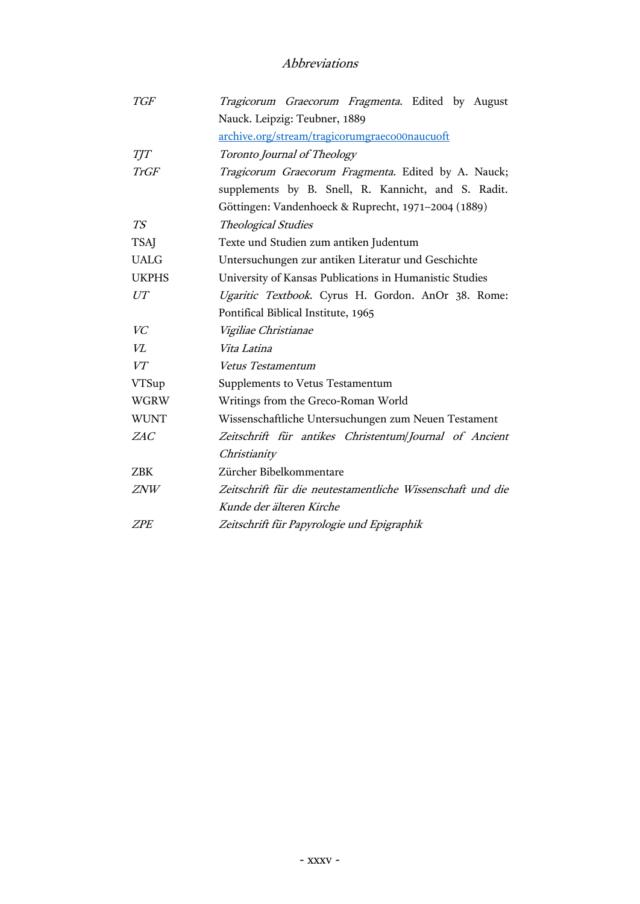## *Abbreviations*

| | |
|---|---|
| *TGF* | *Tragicorum Graecorum Fragmenta*. Edited by August Nauck. Leipzig: Teubner, 1889 archive.org/stream/tragicorumgraeco00naucuoft |
| *TJT* | *Toronto Journal of Theology* |
| *TrGF* | *Tragicorum Graecorum Fragmenta*. Edited by A. Nauck; supplements by B. Snell, R. Kannicht, and S. Radit. Göttingen: Vandenhoeck & Ruprecht, 1971–2004 (1889) |
| *TS* | *Theological Studies* |
| TSAJ | Texte und Studien zum antiken Judentum |
| UALG | Untersuchungen zur antiken Literatur und Geschichte |
| UKPHS | University of Kansas Publications in Humanistic Studies |
| *UT* | *Ugaritic Textbook*. Cyrus H. Gordon. AnOr 38. Rome: Pontifical Biblical Institute, 1965 |
| *VC* | *Vigiliae Christianae* |
| *VL* | *Vita Latina* |
| *VT* | *Vetus Testamentum* |
| VTSup | Supplements to Vetus Testamentum |
| WGRW | Writings from the Greco-Roman World |
| WUNT | Wissenschaftliche Untersuchungen zum Neuen Testament |
| *ZAC* | *Zeitschrift für antikes Christentum/Journal of Ancient Christianity* |
| ZBK | Zürcher Bibelkommentare |
| *ZNW* | *Zeitschrift für die neutestamentliche Wissenschaft und die Kunde der älteren Kirche* |
| *ZPE* | *Zeitschrift für Papyrologie und Epigraphik* |